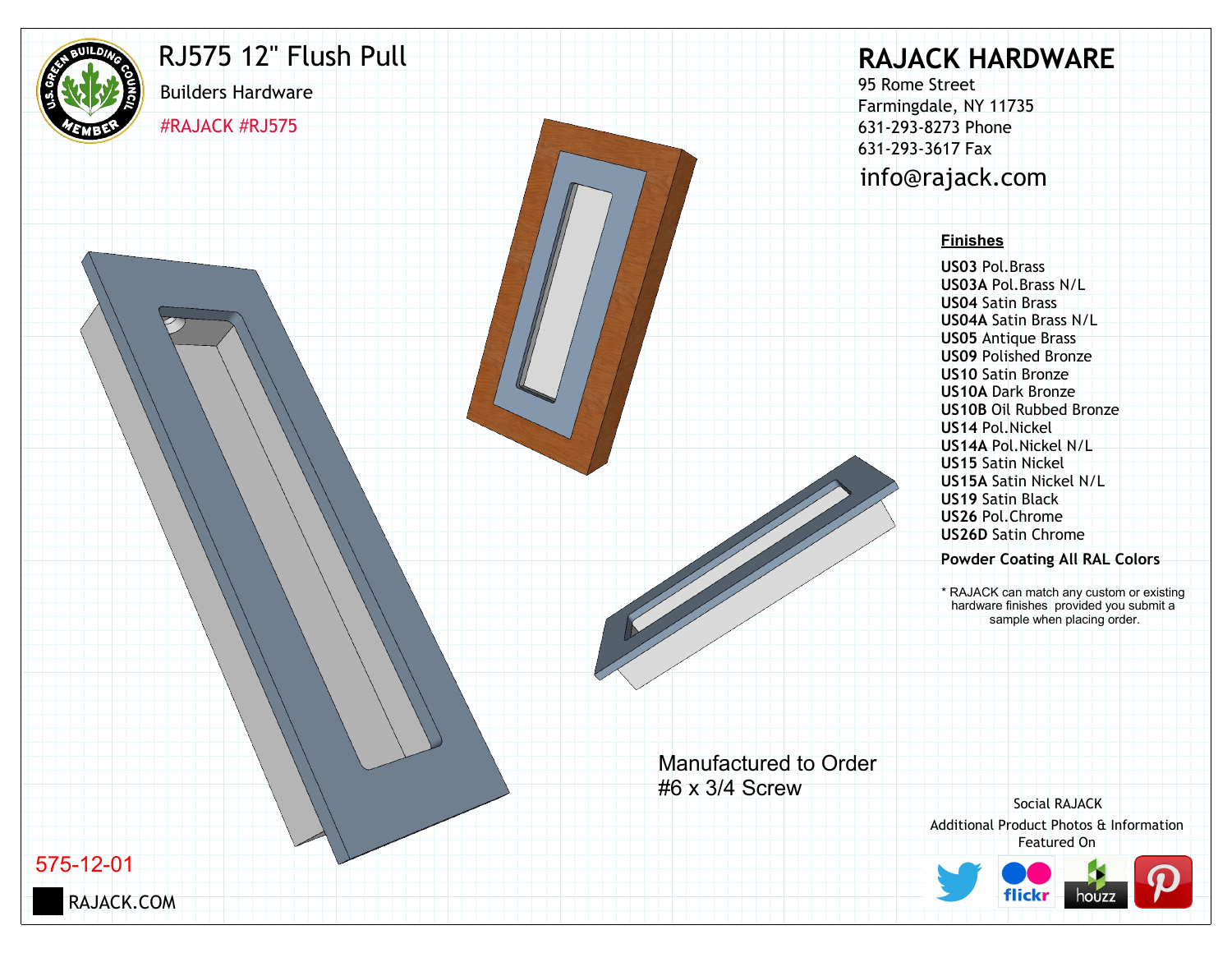# RJ575 12" Flush Pull

Builders Hardware

#RAJACK #RJ575

## RAJACK HARDWARE

95 Rome Street
Farmingdale, NY 11735
631-293-8273 Phone
631-293-3617 Fax
info@rajack.com

**Finishes**

- **US03** Pol.Brass
- **US03A** Pol.Brass N/L
- **US04** Satin Brass
- **US04A** Satin Brass N/L
- **US05** Antique Brass
- **US09** Polished Bronze
- **US10** Satin Bronze
- **US10A** Dark Bronze
- **US10B** Oil Rubbed Bronze
- **US14** Pol.Nickel
- **US14A** Pol.Nickel N/L
- **US15** Satin Nickel
- **US15A** Satin Nickel N/L
- **US19** Satin Black
- **US26** Pol.Chrome
- **US26D** Satin Chrome

**Powder Coating All RAL Colors**

* RAJACK can match any custom or existing hardware finishes provided you submit a sample when placing order.

Manufactured to Order
#6 x 3/4 Screw

Social RAJACK
Additional Product Photos & Information Featured On

575-12-01

RAJACK.COM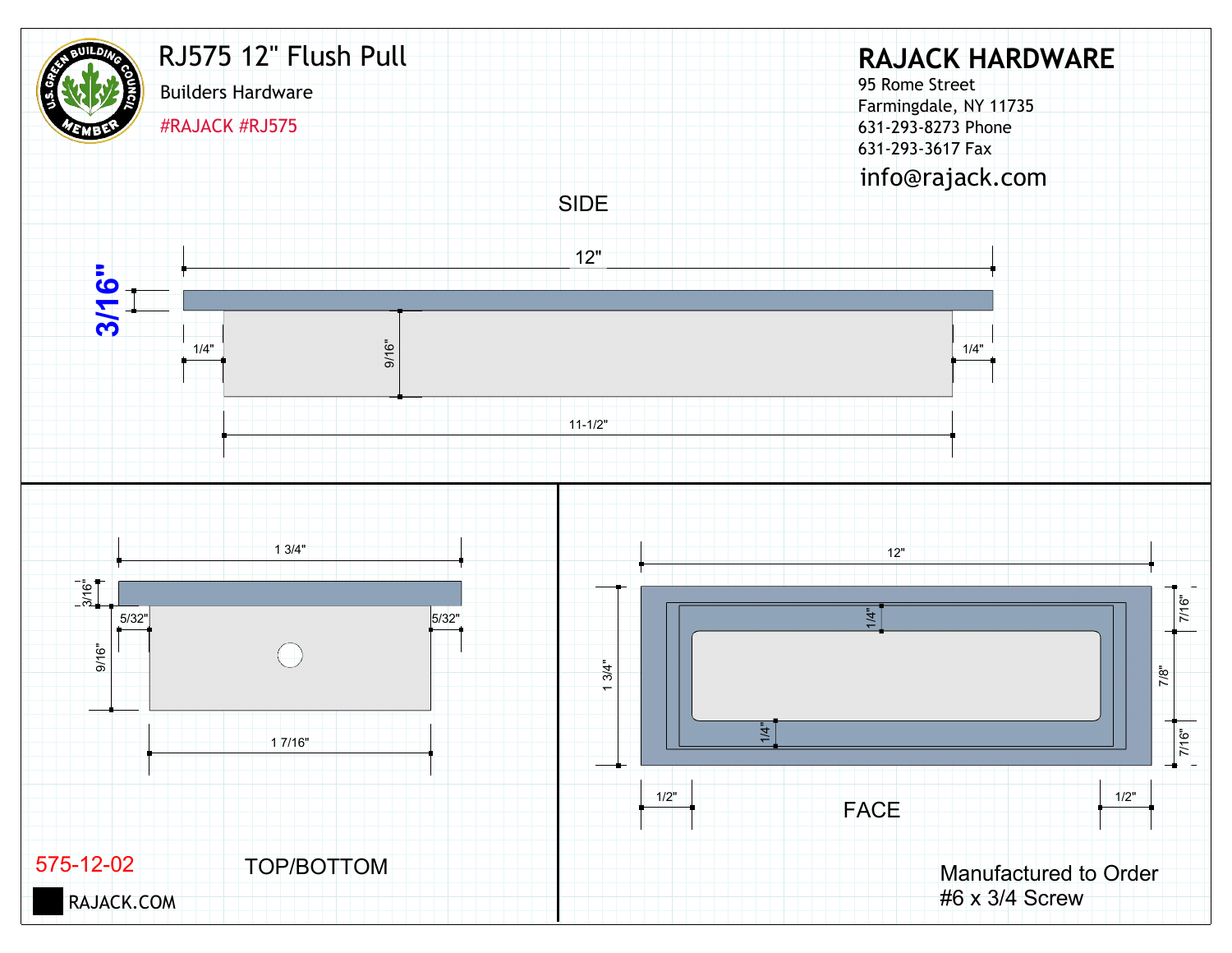# RJ575 12" Flush Pull

Builders Hardware

#RAJACK #RJ575

**RAJACK HARDWARE**

95 Rome Street
Farmingdale, NY 11735
631-293-8273 Phone
631-293-3617 Fax
info@rajack.com

## SIDE

12"

3/16"

1/4"

9/16"

1/4"

11-1/2"

## TOP/BOTTOM

1 3/4"

3/16"

5/32"

5/32"

9/16"

1 7/16"

## FACE

12"

1/4"

7/16"

1 3/4"

7/8"

1/4"

7/16"

1/2"

1/2"

575-12-02

RAJACK.COM

Manufactured to Order
#6 x 3/4 Screw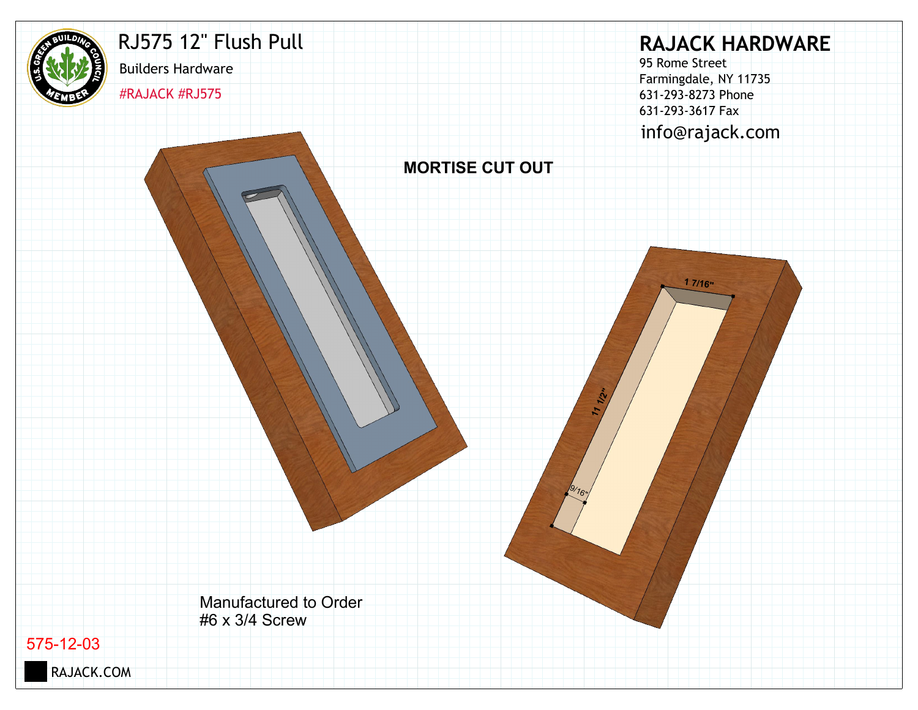# RJ575 12" Flush Pull

Builders Hardware

#RAJACK #RJ575

## RAJACK HARDWARE

95 Rome Street
Farmingdale, NY 11735
631-293-8273 Phone
631-293-3617 Fax
info@rajack.com

**MORTISE CUT OUT**

1 7/16"

11 1/2"

9/16"

Manufactured to Order
#6 x 3/4 Screw

575-12-03

RAJACK.COM